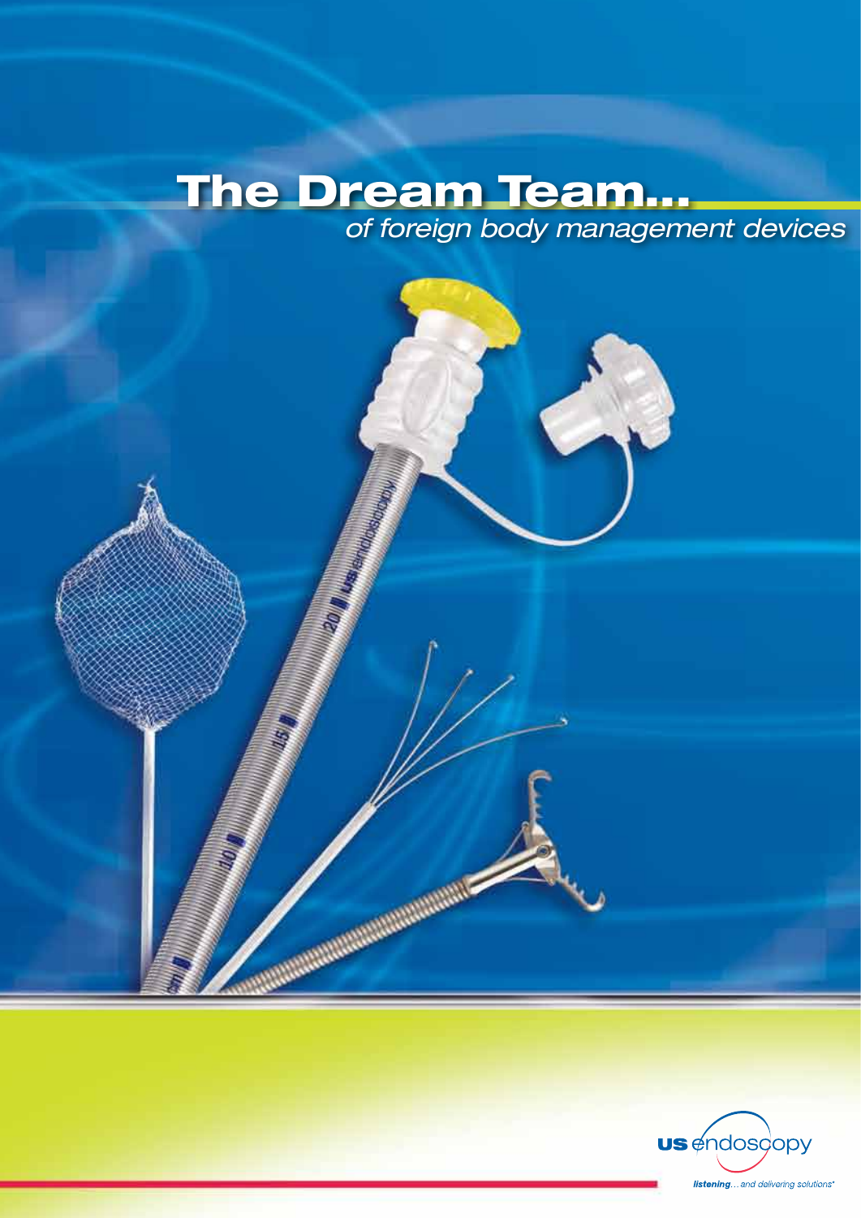# The Dream Team...

*of foreign body management devices*

**us** endoscopy

*listening... and delivering solutions*®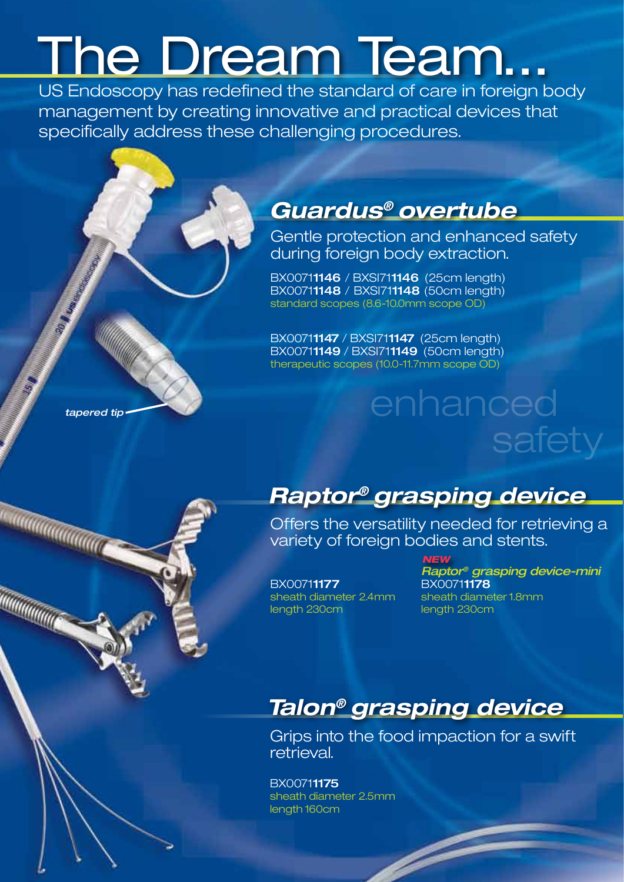# The Dream Team...

US Endoscopy has redefined the standard of care in foreign body management by creating innovative and practical devices that specifically address these challenging procedures.

## *Guardus® overtube*

Gentle protection and enhanced safety during foreign body extraction.

BX00711**1146** / BXSI711**1146** (25cm length)
BX00711**1148** / BXSI711**1148** (50cm length)
standard scopes (8.6-10.0mm scope OD)

BX00711**1147** / BXSI711**1147** (25cm length)
BX00711**1149** / BXSI711**1149** (50cm length)
therapeutic scopes (10.0-11.7mm scope OD)

*tapered tip*

enhanced safety

## *Raptor® grasping device*

Offers the versatility needed for retrieving a variety of foreign bodies and stents.

BX00711**1177**
sheath diameter 2.4mm
length 230cm

***NEW***
***Raptor® grasping device-mini***
BX00711**1178**
sheath diameter 1.8mm
length 230cm

## *Talon® grasping device*

Grips into the food impaction for a swift retrieval.

BX00711**1175**
sheath diameter 2.5mm
length 160cm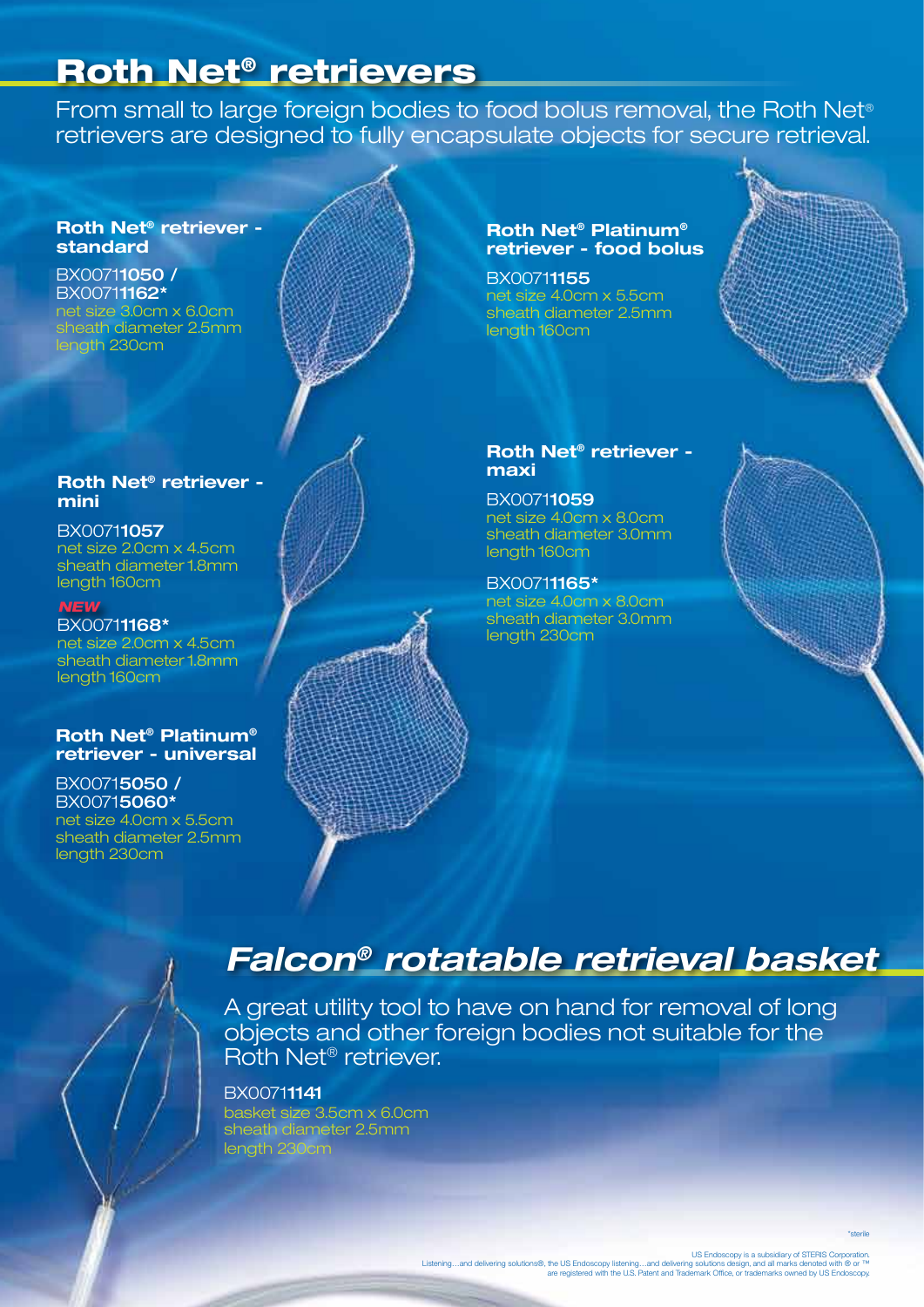# Roth Net® retrievers

From small to large foreign bodies to food bolus removal, the Roth Net® retrievers are designed to fully encapsulate objects for secure retrieval.

### Roth Net® retriever - standard

BX0071**1050** /
BX0071**1162***
net size 3.0cm x 6.0cm
sheath diameter 2.5mm
length 230cm

### Roth Net® retriever - mini

BX0071**1057**
net size 2.0cm x 4.5cm
sheath diameter 1.8mm
length 160cm

*NEW*
BX0071**1168***
net size 2.0cm x 4.5cm
sheath diameter 1.8mm
length 160cm

### Roth Net® Platinum® retriever - universal

BX0071**5050** /
BX0071**5060***
net size 4.0cm x 5.5cm
sheath diameter 2.5mm
length 230cm

### Roth Net® Platinum® retriever - food bolus

BX0071**1155**
net size 4.0cm x 5.5cm
sheath diameter 2.5mm
length 160cm

### Roth Net® retriever - maxi

BX0071**1059**
net size 4.0cm x 8.0cm
sheath diameter 3.0mm
length 160cm

BX0071**1165***
net size 4.0cm x 8.0cm
sheath diameter 3.0mm
length 230cm

# *Falcon® rotatable retrieval basket*

A great utility tool to have on hand for removal of long objects and other foreign bodies not suitable for the Roth Net® retriever.

BX0071**1141**
basket size 3.5cm x 6.0cm
sheath diameter 2.5mm
length 230cm

*sterile

US Endoscopy is a subsidiary of STERIS Corporation.
Listening…and delivering solutions®, the US Endoscopy listening…and delivering solutions design, and all marks denoted with ® or ™ are registered with the U.S. Patent and Trademark Office, or trademarks owned by US Endoscopy.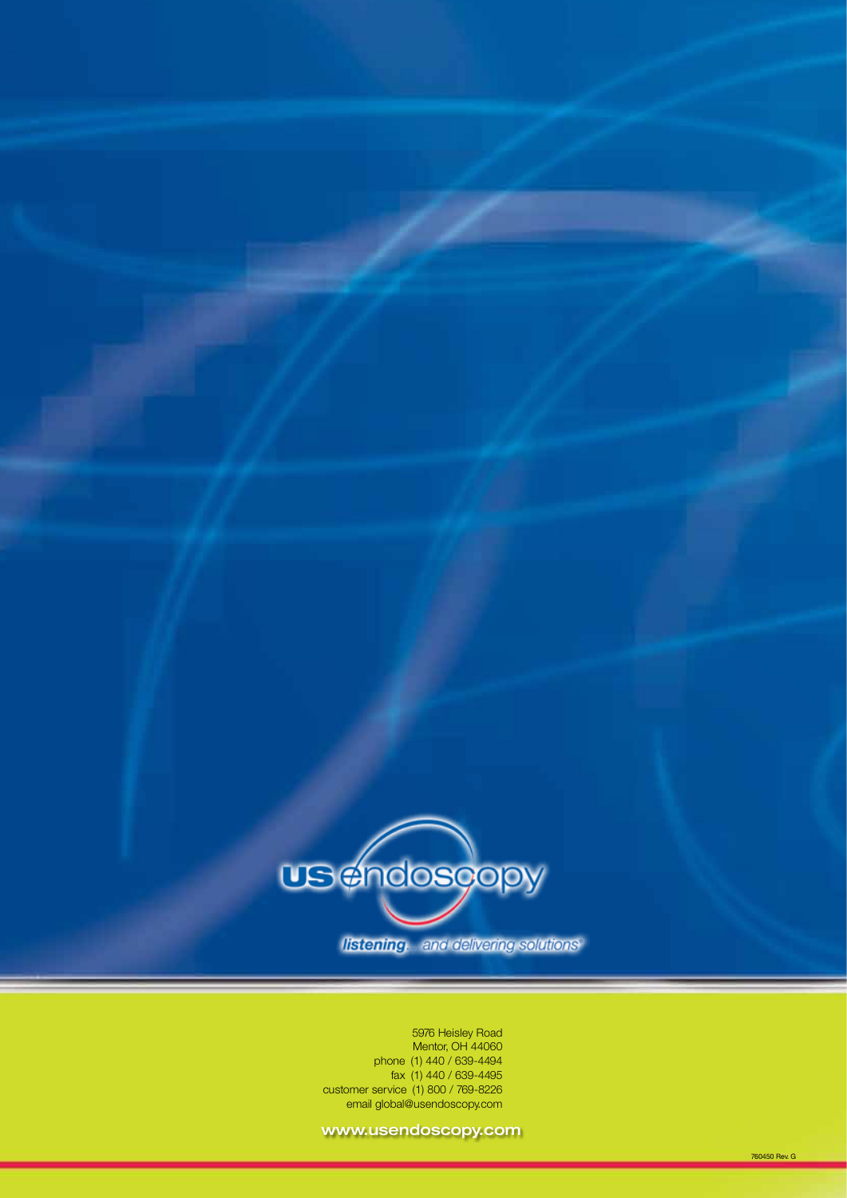us endoscopy

*listening... and delivering solutions*®

5976 Heisley Road
Mentor, OH 44060
phone (1) 440 / 639-4494
fax (1) 440 / 639-4495
customer service (1) 800 / 769-8226
email global@usendoscopy.com

**www.usendoscopy.com**

760450 Rev. G